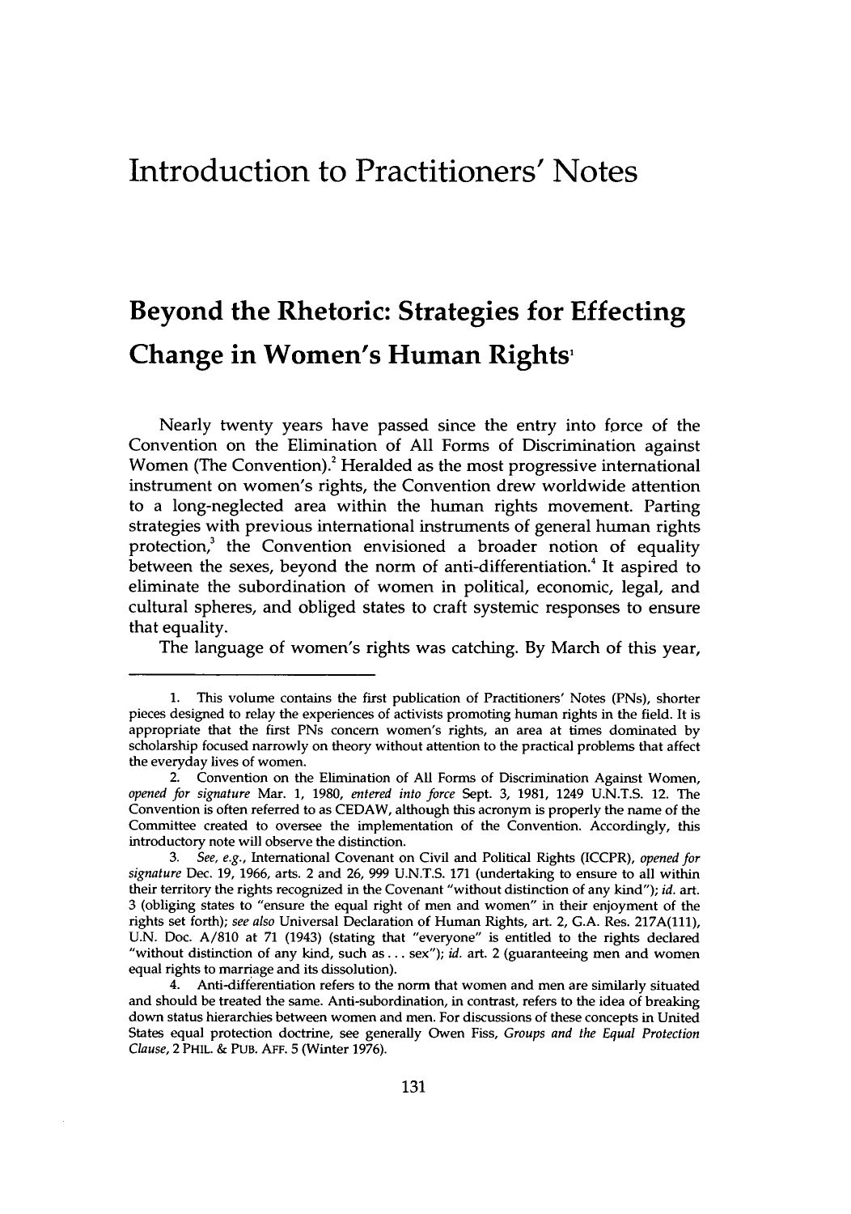# Introduction to Practitioners' Notes

## Beyond the Rhetoric: Strategies for Effecting Change in Women's Human Rights[1]

Nearly twenty years have passed since the entry into force of the Convention on the Elimination of All Forms of Discrimination against Women (The Convention).[2] Heralded as the most progressive international instrument on women's rights, the Convention drew worldwide attention to a long-neglected area within the human rights movement. Parting strategies with previous international instruments of general human rights protection,[3] the Convention envisioned a broader notion of equality between the sexes, beyond the norm of anti-differentiation.[4] It aspired to eliminate the subordination of women in political, economic, legal, and cultural spheres, and obliged states to craft systemic responses to ensure that equality.

The language of women's rights was catching. By March of this year,

---

1. This volume contains the first publication of Practitioners' Notes (PNs), shorter pieces designed to relay the experiences of activists promoting human rights in the field. It is appropriate that the first PNs concern women's rights, an area at times dominated by scholarship focused narrowly on theory without attention to the practical problems that affect the everyday lives of women.

2. Convention on the Elimination of All Forms of Discrimination Against Women, *opened for signature* Mar. 1, 1980, *entered into force* Sept. 3, 1981, 1249 U.N.T.S. 12. The Convention is often referred to as CEDAW, although this acronym is properly the name of the Committee created to oversee the implementation of the Convention. Accordingly, this introductory note will observe the distinction.

3. *See, e.g.*, International Covenant on Civil and Political Rights (ICCPR), *opened for signature* Dec. 19, 1966, arts. 2 and 26, 999 U.N.T.S. 171 (undertaking to ensure to all within their territory the rights recognized in the Covenant "without distinction of any kind"); *id.* art. 3 (obliging states to "ensure the equal right of men and women" in their enjoyment of the rights set forth); *see also* Universal Declaration of Human Rights, art. 2, G.A. Res. 217A(111), U.N. Doc. A/810 at 71 (1943) (stating that "everyone" is entitled to the rights declared "without distinction of any kind, such as . . . sex"); *id.* art. 2 (guaranteeing men and women equal rights to marriage and its dissolution).

4. Anti-differentiation refers to the norm that women and men are similarly situated and should be treated the same. Anti-subordination, in contrast, refers to the idea of breaking down status hierarchies between women and men. For discussions of these concepts in United States equal protection doctrine, see generally Owen Fiss, *Groups and the Equal Protection Clause*, 2 PHIL. & PUB. AFF. 5 (Winter 1976).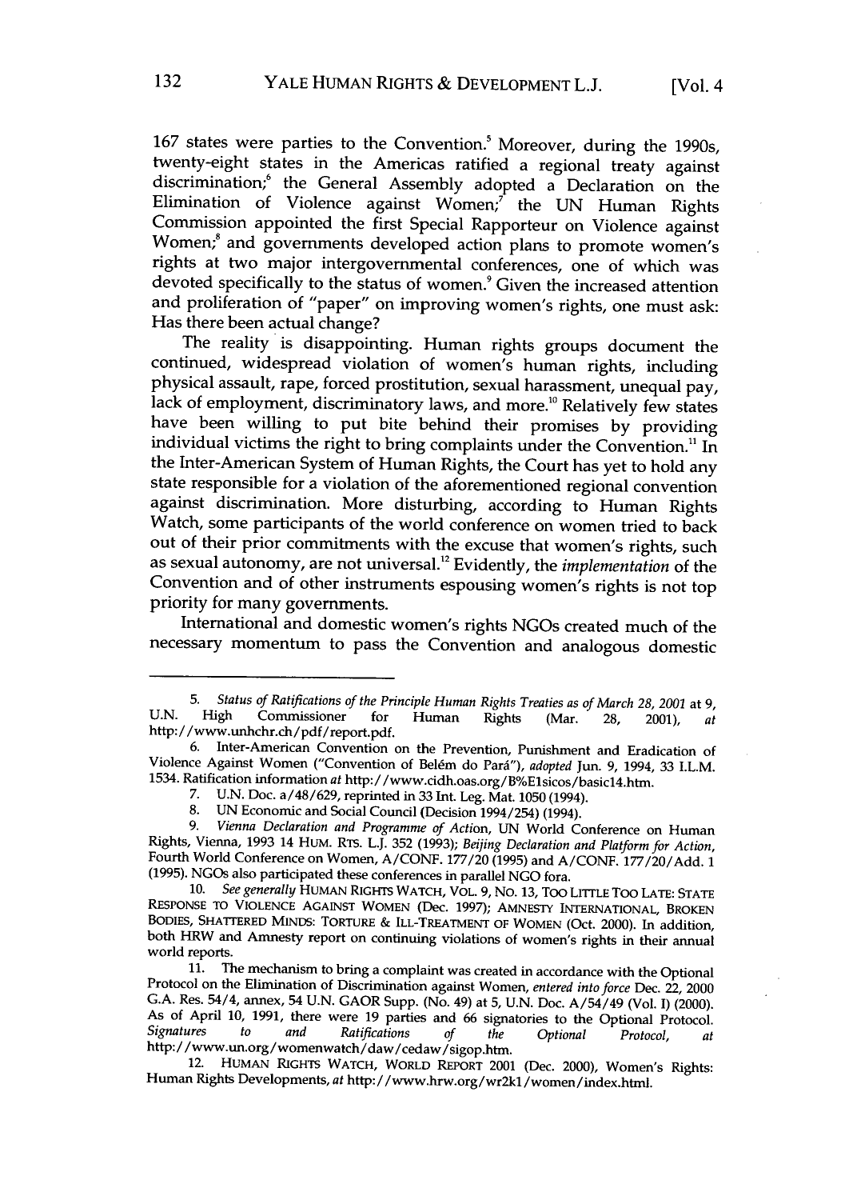167 states were parties to the Convention.[5] Moreover, during the 1990s, twenty-eight states in the Americas ratified a regional treaty against discrimination;[6] the General Assembly adopted a Declaration on the Elimination of Violence against Women;[7] the UN Human Rights Commission appointed the first Special Rapporteur on Violence against Women;[8] and governments developed action plans to promote women's rights at two major intergovernmental conferences, one of which was devoted specifically to the status of women.[9] Given the increased attention and proliferation of "paper" on improving women's rights, one must ask: Has there been actual change?

The reality is disappointing. Human rights groups document the continued, widespread violation of women's human rights, including physical assault, rape, forced prostitution, sexual harassment, unequal pay, lack of employment, discriminatory laws, and more.[10] Relatively few states have been willing to put bite behind their promises by providing individual victims the right to bring complaints under the Convention.[11] In the Inter-American System of Human Rights, the Court has yet to hold any state responsible for a violation of the aforementioned regional convention against discrimination. More disturbing, according to Human Rights Watch, some participants of the world conference on women tried to back out of their prior commitments with the excuse that women's rights, such as sexual autonomy, are not universal.[12] Evidently, the *implementation* of the Convention and of other instruments espousing women's rights is not top priority for many governments.

International and domestic women's rights NGOs created much of the necessary momentum to pass the Convention and analogous domestic

---

5. *Status of Ratifications of the Principle Human Rights Treaties as of March 28, 2001* at 9, U.N. High Commissioner for Human Rights (Mar. 28, 2001), *at* http://www.unhchr.ch/pdf/report.pdf.

6. Inter-American Convention on the Prevention, Punishment and Eradication of Violence Against Women ("Convention of Belém do Pará"), *adopted* Jun. 9, 1994, 33 I.L.M. 1534. Ratification information *at* http://www.cidh.oas.org/B%E1sicos/basic14.htm.

7. U.N. Doc. a/48/629, reprinted in 33 Int. Leg. Mat. 1050 (1994).

8. UN Economic and Social Council (Decision 1994/254) (1994).

9. *Vienna Declaration and Programme of Action*, UN World Conference on Human Rights, Vienna, 1993 14 HUM. RTS. L.J. 352 (1993); *Beijing Declaration and Platform for Action*, Fourth World Conference on Women, A/CONF. 177/20 (1995) and A/CONF. 177/20/Add. 1 (1995). NGOs also participated these conferences in parallel NGO fora.

10. *See generally* HUMAN RIGHTS WATCH, VOL. 9, NO. 13, TOO LITTLE TOO LATE: STATE RESPONSE TO VIOLENCE AGAINST WOMEN (Dec. 1997); AMNESTY INTERNATIONAL, BROKEN BODIES, SHATTERED MINDS: TORTURE & ILL-TREATMENT OF WOMEN (Oct. 2000). In addition, both HRW and Amnesty report on continuing violations of women's rights in their annual world reports.

11. The mechanism to bring a complaint was created in accordance with the Optional Protocol on the Elimination of Discrimination against Women, *entered into force* Dec. 22, 2000 G.A. Res. 54/4, annex, 54 U.N. GAOR Supp. (No. 49) at 5, U.N. Doc. A/54/49 (Vol. I) (2000). As of April 10, 1991, there were 19 parties and 66 signatories to the Optional Protocol. *Signatures to and Ratifications of the Optional Protocol*, *at* http://www.un.org/womenwatch/daw/cedaw/sigop.htm.

12. HUMAN RIGHTS WATCH, WORLD REPORT 2001 (Dec. 2000), Women's Rights: Human Rights Developments, *at* http://www.hrw.org/wr2k1/women/index.html.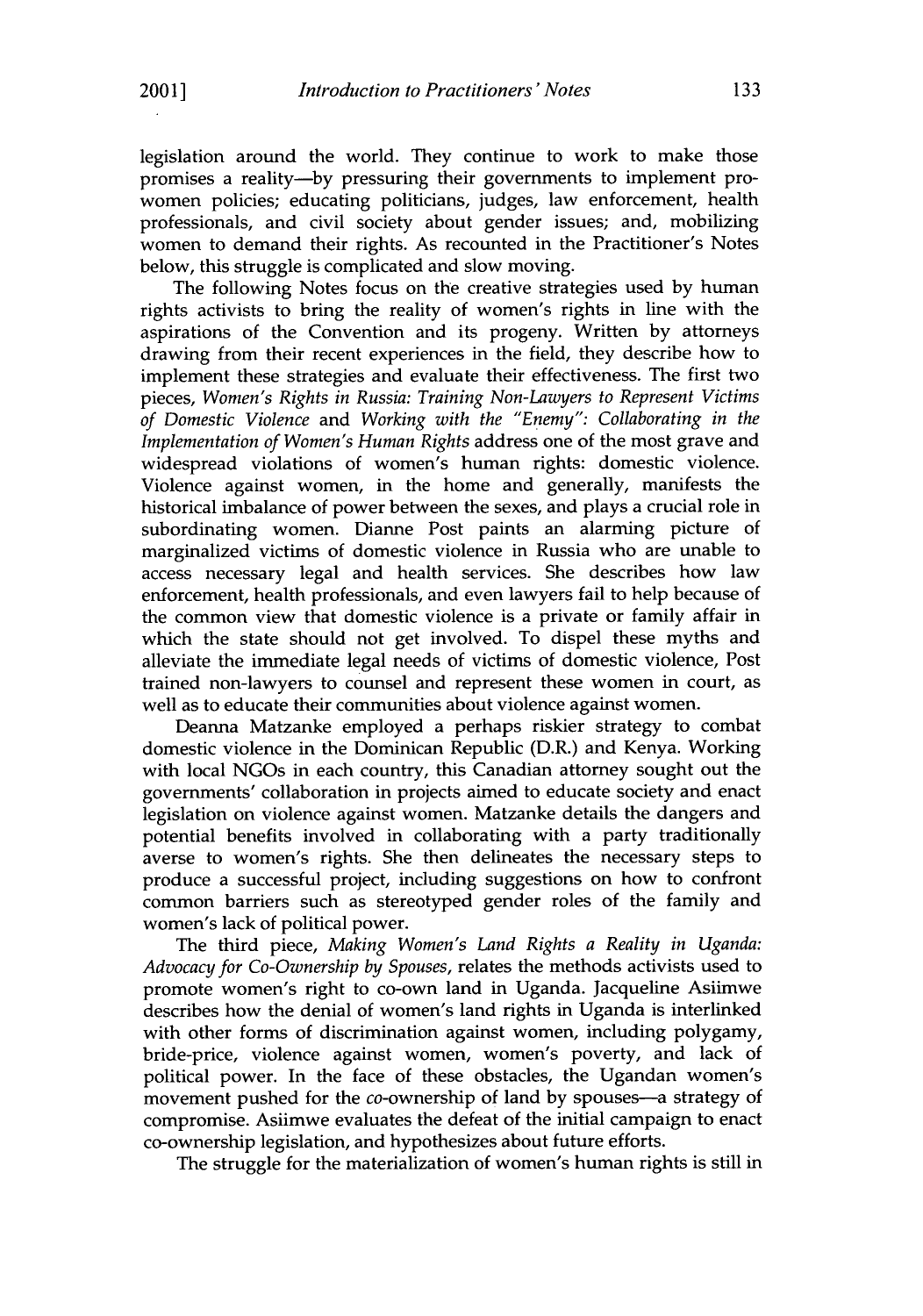legislation around the world. They continue to work to make those promises a reality—by pressuring their governments to implement pro-women policies; educating politicians, judges, law enforcement, health professionals, and civil society about gender issues; and, mobilizing women to demand their rights. As recounted in the Practitioner's Notes below, this struggle is complicated and slow moving.

The following Notes focus on the creative strategies used by human rights activists to bring the reality of women's rights in line with the aspirations of the Convention and its progeny. Written by attorneys drawing from their recent experiences in the field, they describe how to implement these strategies and evaluate their effectiveness. The first two pieces, *Women's Rights in Russia: Training Non-Lawyers to Represent Victims of Domestic Violence* and *Working with the "Enemy": Collaborating in the Implementation of Women's Human Rights* address one of the most grave and widespread violations of women's human rights: domestic violence. Violence against women, in the home and generally, manifests the historical imbalance of power between the sexes, and plays a crucial role in subordinating women. Dianne Post paints an alarming picture of marginalized victims of domestic violence in Russia who are unable to access necessary legal and health services. She describes how law enforcement, health professionals, and even lawyers fail to help because of the common view that domestic violence is a private or family affair in which the state should not get involved. To dispel these myths and alleviate the immediate legal needs of victims of domestic violence, Post trained non-lawyers to counsel and represent these women in court, as well as to educate their communities about violence against women.

Deanna Matzanke employed a perhaps riskier strategy to combat domestic violence in the Dominican Republic (D.R.) and Kenya. Working with local NGOs in each country, this Canadian attorney sought out the governments' collaboration in projects aimed to educate society and enact legislation on violence against women. Matzanke details the dangers and potential benefits involved in collaborating with a party traditionally averse to women's rights. She then delineates the necessary steps to produce a successful project, including suggestions on how to confront common barriers such as stereotyped gender roles of the family and women's lack of political power.

The third piece, *Making Women's Land Rights a Reality in Uganda: Advocacy for Co-Ownership by Spouses*, relates the methods activists used to promote women's right to co-own land in Uganda. Jacqueline Asiimwe describes how the denial of women's land rights in Uganda is interlinked with other forms of discrimination against women, including polygamy, bride-price, violence against women, women's poverty, and lack of political power. In the face of these obstacles, the Ugandan women's movement pushed for the *co*-ownership of land by spouses—a strategy of compromise. Asiimwe evaluates the defeat of the initial campaign to enact co-ownership legislation, and hypothesizes about future efforts.

The struggle for the materialization of women's human rights is still in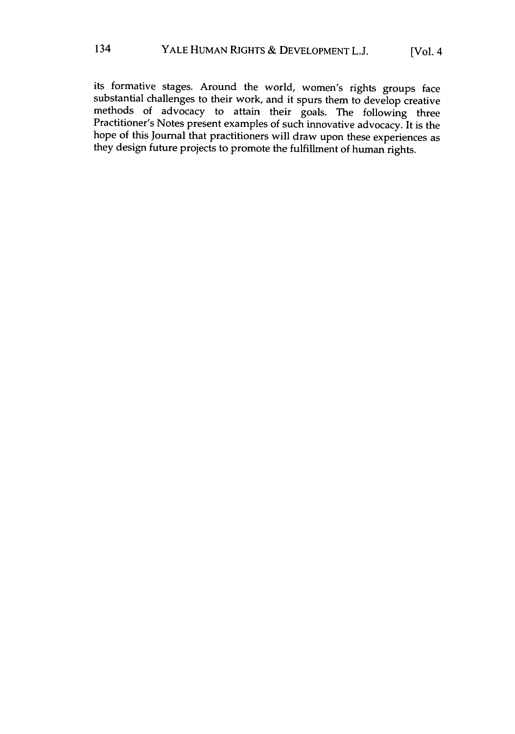its formative stages. Around the world, women's rights groups face substantial challenges to their work, and it spurs them to develop creative methods of advocacy to attain their goals. The following three Practitioner's Notes present examples of such innovative advocacy. It is the hope of this Journal that practitioners will draw upon these experiences as they design future projects to promote the fulfillment of human rights.